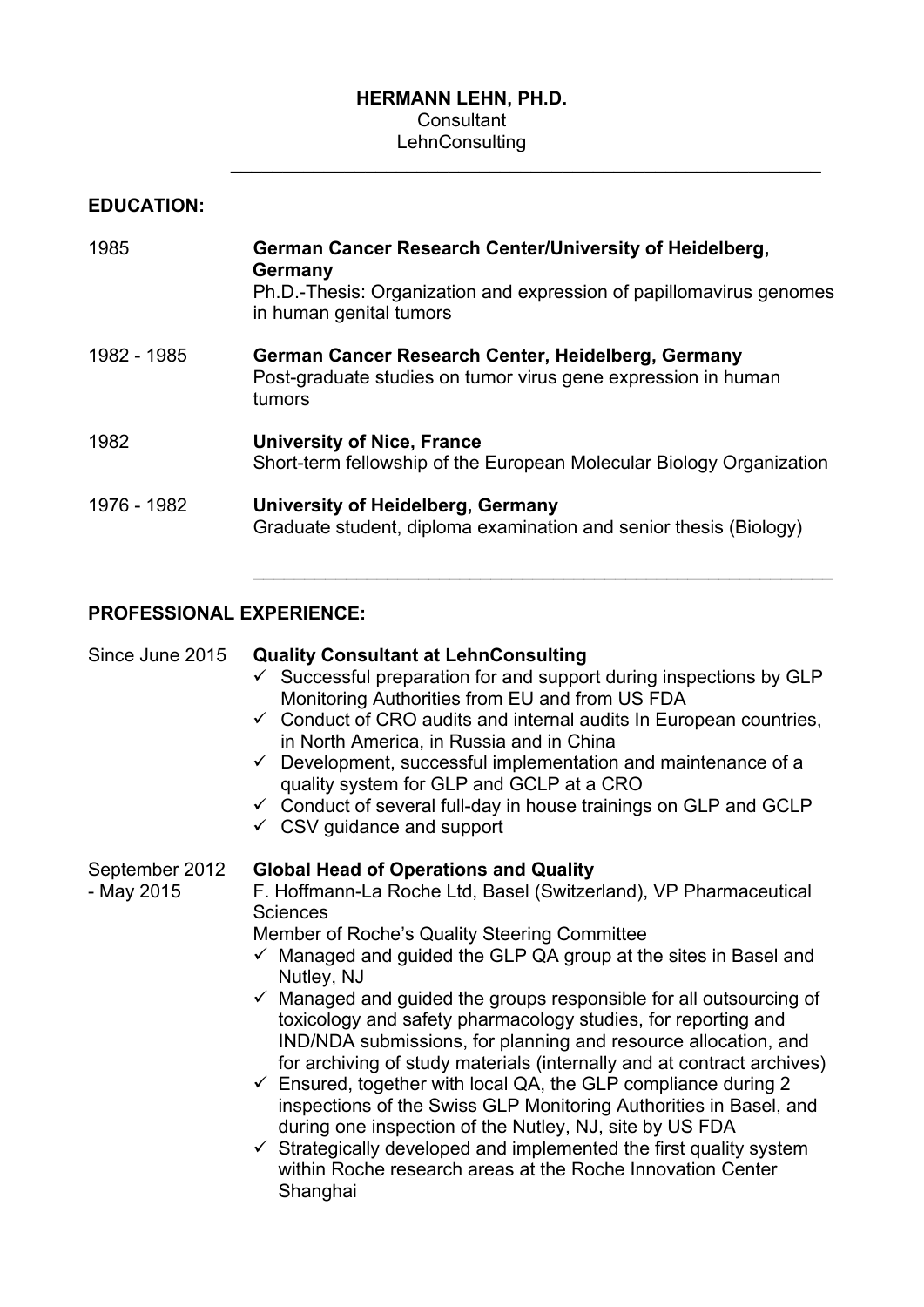**HERMANN LEHN, PH.D.**
Consultant
LehnConsulting

---

## EDUCATION:

| | |
|---|---|
| 1985 | **German Cancer Research Center/University of Heidelberg, Germany**<br>Ph.D.-Thesis: Organization and expression of papillomavirus genomes in human genital tumors |
| 1982 - 1985 | **German Cancer Research Center, Heidelberg, Germany**<br>Post-graduate studies on tumor virus gene expression in human tumors |
| 1982 | **University of Nice, France**<br>Short-term fellowship of the European Molecular Biology Organization |
| 1976 - 1982 | **University of Heidelberg, Germany**<br>Graduate student, diploma examination and senior thesis (Biology) |

---

## PROFESSIONAL EXPERIENCE:

**Since June 2015** — **Quality Consultant at LehnConsulting**

- ✓ Successful preparation for and support during inspections by GLP Monitoring Authorities from EU and from US FDA
- ✓ Conduct of CRO audits and internal audits In European countries, in North America, in Russia and in China
- ✓ Development, successful implementation and maintenance of a quality system for GLP and GCLP at a CRO
- ✓ Conduct of several full-day in house trainings on GLP and GCLP
- ✓ CSV guidance and support

**September 2012 - May 2015** — **Global Head of Operations and Quality**

F. Hoffmann-La Roche Ltd, Basel (Switzerland), VP Pharmaceutical Sciences
Member of Roche's Quality Steering Committee

- ✓ Managed and guided the GLP QA group at the sites in Basel and Nutley, NJ
- ✓ Managed and guided the groups responsible for all outsourcing of toxicology and safety pharmacology studies, for reporting and IND/NDA submissions, for planning and resource allocation, and for archiving of study materials (internally and at contract archives)
- ✓ Ensured, together with local QA, the GLP compliance during 2 inspections of the Swiss GLP Monitoring Authorities in Basel, and during one inspection of the Nutley, NJ, site by US FDA
- ✓ Strategically developed and implemented the first quality system within Roche research areas at the Roche Innovation Center Shanghai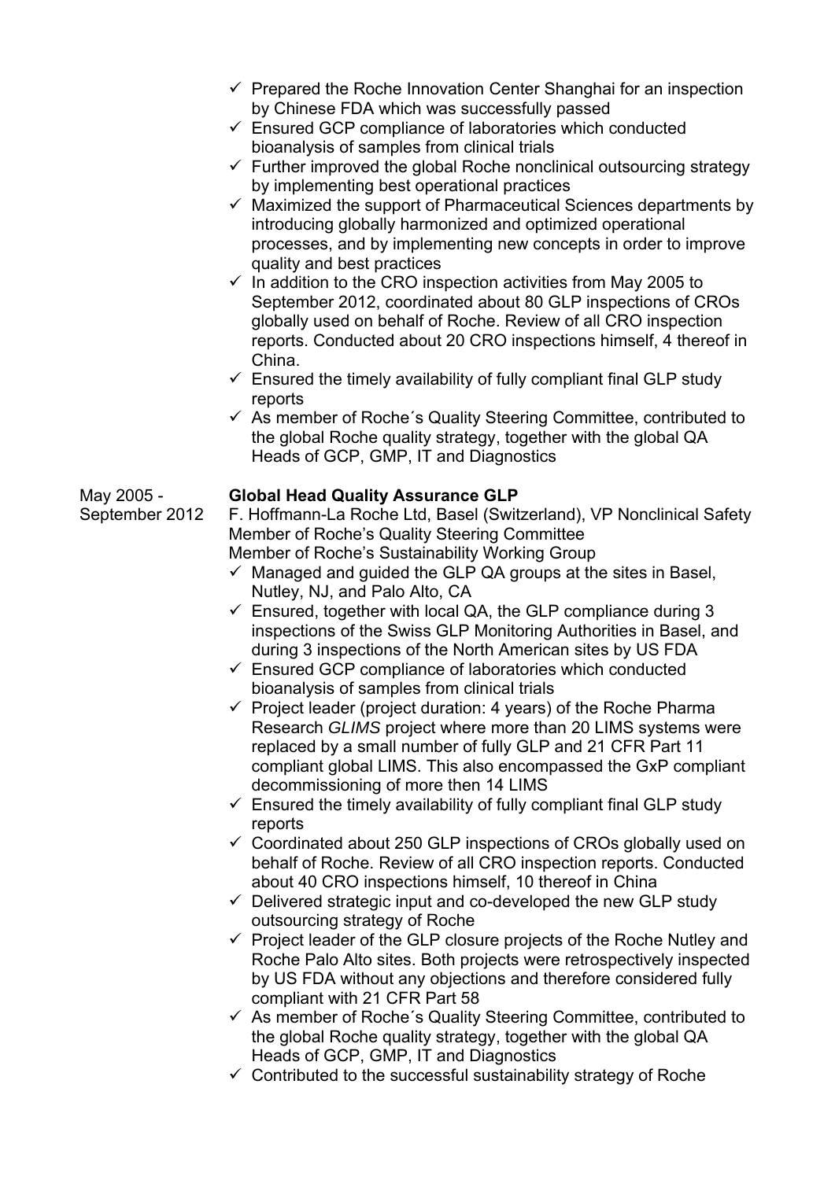- ✓ Prepared the Roche Innovation Center Shanghai for an inspection by Chinese FDA which was successfully passed
- ✓ Ensured GCP compliance of laboratories which conducted bioanalysis of samples from clinical trials
- ✓ Further improved the global Roche nonclinical outsourcing strategy by implementing best operational practices
- ✓ Maximized the support of Pharmaceutical Sciences departments by introducing globally harmonized and optimized operational processes, and by implementing new concepts in order to improve quality and best practices
- ✓ In addition to the CRO inspection activities from May 2005 to September 2012, coordinated about 80 GLP inspections of CROs globally used on behalf of Roche. Review of all CRO inspection reports. Conducted about 20 CRO inspections himself, 4 thereof in China.
- ✓ Ensured the timely availability of fully compliant final GLP study reports
- ✓ As member of Roche´s Quality Steering Committee, contributed to the global Roche quality strategy, together with the global QA Heads of GCP, GMP, IT and Diagnostics

May 2005 - September 2012

**Global Head Quality Assurance GLP**

F. Hoffmann-La Roche Ltd, Basel (Switzerland), VP Nonclinical Safety
Member of Roche's Quality Steering Committee
Member of Roche's Sustainability Working Group

- ✓ Managed and guided the GLP QA groups at the sites in Basel, Nutley, NJ, and Palo Alto, CA
- ✓ Ensured, together with local QA, the GLP compliance during 3 inspections of the Swiss GLP Monitoring Authorities in Basel, and during 3 inspections of the North American sites by US FDA
- ✓ Ensured GCP compliance of laboratories which conducted bioanalysis of samples from clinical trials
- ✓ Project leader (project duration: 4 years) of the Roche Pharma Research *GLIMS* project where more than 20 LIMS systems were replaced by a small number of fully GLP and 21 CFR Part 11 compliant global LIMS. This also encompassed the GxP compliant decommissioning of more then 14 LIMS
- ✓ Ensured the timely availability of fully compliant final GLP study reports
- ✓ Coordinated about 250 GLP inspections of CROs globally used on behalf of Roche. Review of all CRO inspection reports. Conducted about 40 CRO inspections himself, 10 thereof in China
- ✓ Delivered strategic input and co-developed the new GLP study outsourcing strategy of Roche
- ✓ Project leader of the GLP closure projects of the Roche Nutley and Roche Palo Alto sites. Both projects were retrospectively inspected by US FDA without any objections and therefore considered fully compliant with 21 CFR Part 58
- ✓ As member of Roche´s Quality Steering Committee, contributed to the global Roche quality strategy, together with the global QA Heads of GCP, GMP, IT and Diagnostics
- ✓ Contributed to the successful sustainability strategy of Roche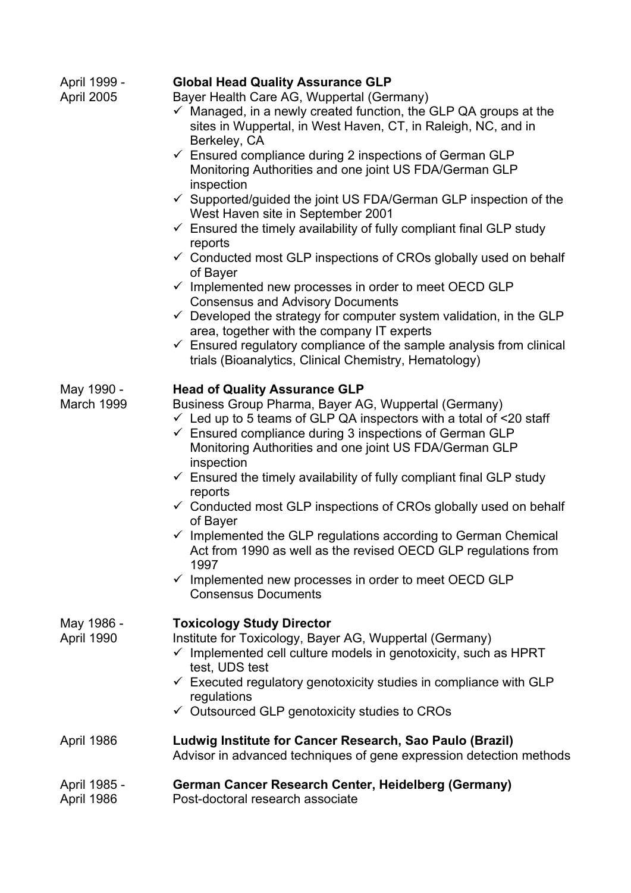April 1999 - April 2005

**Global Head Quality Assurance GLP**
Bayer Health Care AG, Wuppertal (Germany)

- ✓ Managed, in a newly created function, the GLP QA groups at the sites in Wuppertal, in West Haven, CT, in Raleigh, NC, and in Berkeley, CA
- ✓ Ensured compliance during 2 inspections of German GLP Monitoring Authorities and one joint US FDA/German GLP inspection
- ✓ Supported/guided the joint US FDA/German GLP inspection of the West Haven site in September 2001
- ✓ Ensured the timely availability of fully compliant final GLP study reports
- ✓ Conducted most GLP inspections of CROs globally used on behalf of Bayer
- ✓ Implemented new processes in order to meet OECD GLP Consensus and Advisory Documents
- ✓ Developed the strategy for computer system validation, in the GLP area, together with the company IT experts
- ✓ Ensured regulatory compliance of the sample analysis from clinical trials (Bioanalytics, Clinical Chemistry, Hematology)

May 1990 - March 1999

**Head of Quality Assurance GLP**
Business Group Pharma, Bayer AG, Wuppertal (Germany)

- ✓ Led up to 5 teams of GLP QA inspectors with a total of <20 staff
- ✓ Ensured compliance during 3 inspections of German GLP Monitoring Authorities and one joint US FDA/German GLP inspection
- ✓ Ensured the timely availability of fully compliant final GLP study reports
- ✓ Conducted most GLP inspections of CROs globally used on behalf of Bayer
- ✓ Implemented the GLP regulations according to German Chemical Act from 1990 as well as the revised OECD GLP regulations from 1997
- ✓ Implemented new processes in order to meet OECD GLP Consensus Documents

May 1986 - April 1990

**Toxicology Study Director**
Institute for Toxicology, Bayer AG, Wuppertal (Germany)

- ✓ Implemented cell culture models in genotoxicity, such as HPRT test, UDS test
- ✓ Executed regulatory genotoxicity studies in compliance with GLP regulations
- ✓ Outsourced GLP genotoxicity studies to CROs

April 1986

**Ludwig Institute for Cancer Research, Sao Paulo (Brazil)**
Advisor in advanced techniques of gene expression detection methods

April 1985 - April 1986

**German Cancer Research Center, Heidelberg (Germany)**
Post-doctoral research associate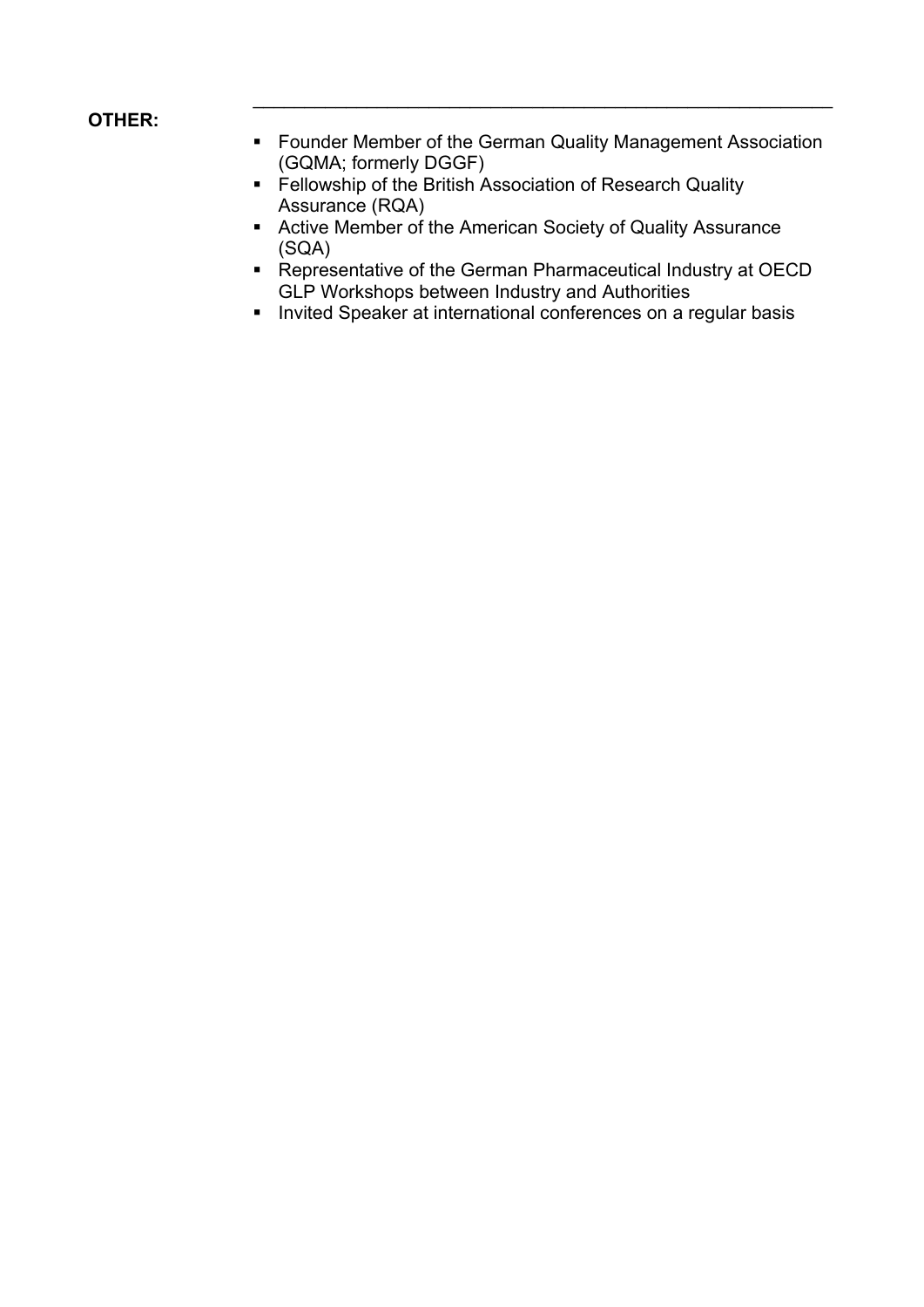**OTHER:**

---

- Founder Member of the German Quality Management Association (GQMA; formerly DGGF)
- Fellowship of the British Association of Research Quality Assurance (RQA)
- Active Member of the American Society of Quality Assurance (SQA)
- Representative of the German Pharmaceutical Industry at OECD GLP Workshops between Industry and Authorities
- Invited Speaker at international conferences on a regular basis